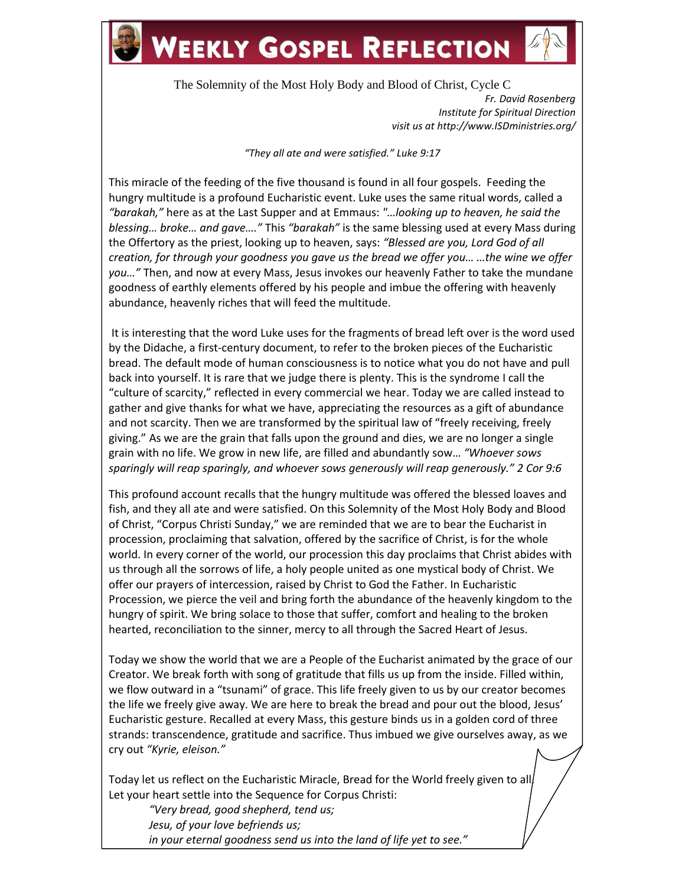# WEEKLY GOSPEL REFLECTION

The Solemnity of the Most Holy Body and Blood of Christ, Cycle C

*Fr. David Rosenberg*
*Institute for Spiritual Direction*
*visit us at http://www.ISDministries.org/*

*"They all ate and were satisfied." Luke 9:17*

This miracle of the feeding of the five thousand is found in all four gospels. Feeding the hungry multitude is a profound Eucharistic event. Luke uses the same ritual words, called a *"barakah,"* here as at the Last Supper and at Emmaus: *"…looking up to heaven, he said the blessing… broke… and gave…."* This *"barakah"* is the same blessing used at every Mass during the Offertory as the priest, looking up to heaven, says: *"Blessed are you, Lord God of all creation, for through your goodness you gave us the bread we offer you… …the wine we offer you…"* Then, and now at every Mass, Jesus invokes our heavenly Father to take the mundane goodness of earthly elements offered by his people and imbue the offering with heavenly abundance, heavenly riches that will feed the multitude.

It is interesting that the word Luke uses for the fragments of bread left over is the word used by the Didache, a first-century document, to refer to the broken pieces of the Eucharistic bread. The default mode of human consciousness is to notice what you do not have and pull back into yourself. It is rare that we judge there is plenty. This is the syndrome I call the "culture of scarcity," reflected in every commercial we hear. Today we are called instead to gather and give thanks for what we have, appreciating the resources as a gift of abundance and not scarcity. Then we are transformed by the spiritual law of "freely receiving, freely giving." As we are the grain that falls upon the ground and dies, we are no longer a single grain with no life. We grow in new life, are filled and abundantly sow… *"Whoever sows sparingly will reap sparingly, and whoever sows generously will reap generously." 2 Cor 9:6*

This profound account recalls that the hungry multitude was offered the blessed loaves and fish, and they all ate and were satisfied. On this Solemnity of the Most Holy Body and Blood of Christ, "Corpus Christi Sunday," we are reminded that we are to bear the Eucharist in procession, proclaiming that salvation, offered by the sacrifice of Christ, is for the whole world. In every corner of the world, our procession this day proclaims that Christ abides with us through all the sorrows of life, a holy people united as one mystical body of Christ. We offer our prayers of intercession, raised by Christ to God the Father. In Eucharistic Procession, we pierce the veil and bring forth the abundance of the heavenly kingdom to the hungry of spirit. We bring solace to those that suffer, comfort and healing to the broken hearted, reconciliation to the sinner, mercy to all through the Sacred Heart of Jesus.

Today we show the world that we are a People of the Eucharist animated by the grace of our Creator. We break forth with song of gratitude that fills us up from the inside. Filled within, we flow outward in a "tsunami" of grace. This life freely given to us by our creator becomes the life we freely give away. We are here to break the bread and pour out the blood, Jesus' Eucharistic gesture. Recalled at every Mass, this gesture binds us in a golden cord of three strands: transcendence, gratitude and sacrifice. Thus imbued we give ourselves away, as we cry out *"Kyrie, eleison."*

Today let us reflect on the Eucharistic Miracle, Bread for the World freely given to all. Let your heart settle into the Sequence for Corpus Christi:

> *"Very bread, good shepherd, tend us;*
> *Jesu, of your love befriends us;*
> *in your eternal goodness send us into the land of life yet to see."*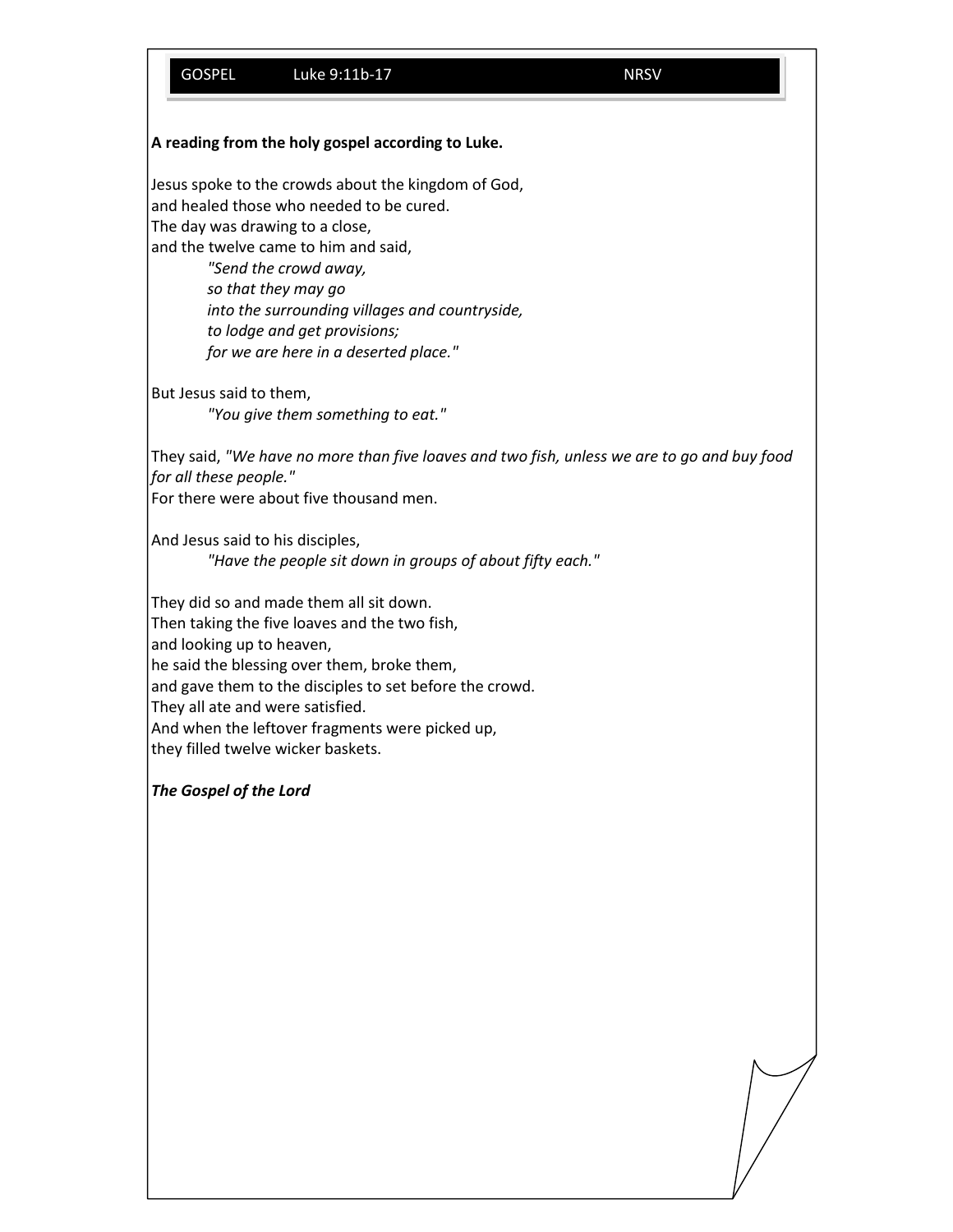GOSPEL Luke 9:11b-17 NRSV

**A reading from the holy gospel according to Luke.**

Jesus spoke to the crowds about the kingdom of God,
and healed those who needed to be cured.
The day was drawing to a close,
and the twelve came to him and said,

> *"Send the crowd away,*
> *so that they may go*
> *into the surrounding villages and countryside,*
> *to lodge and get provisions;*
> *for we are here in a deserted place."*

But Jesus said to them,

> *"You give them something to eat."*

They said, *"We have no more than five loaves and two fish, unless we are to go and buy food for all these people."*
For there were about five thousand men.

And Jesus said to his disciples,

> *"Have the people sit down in groups of about fifty each."*

They did so and made them all sit down.
Then taking the five loaves and the two fish,
and looking up to heaven,
he said the blessing over them, broke them,
and gave them to the disciples to set before the crowd.
They all ate and were satisfied.
And when the leftover fragments were picked up,
they filled twelve wicker baskets.

***The Gospel of the Lord***